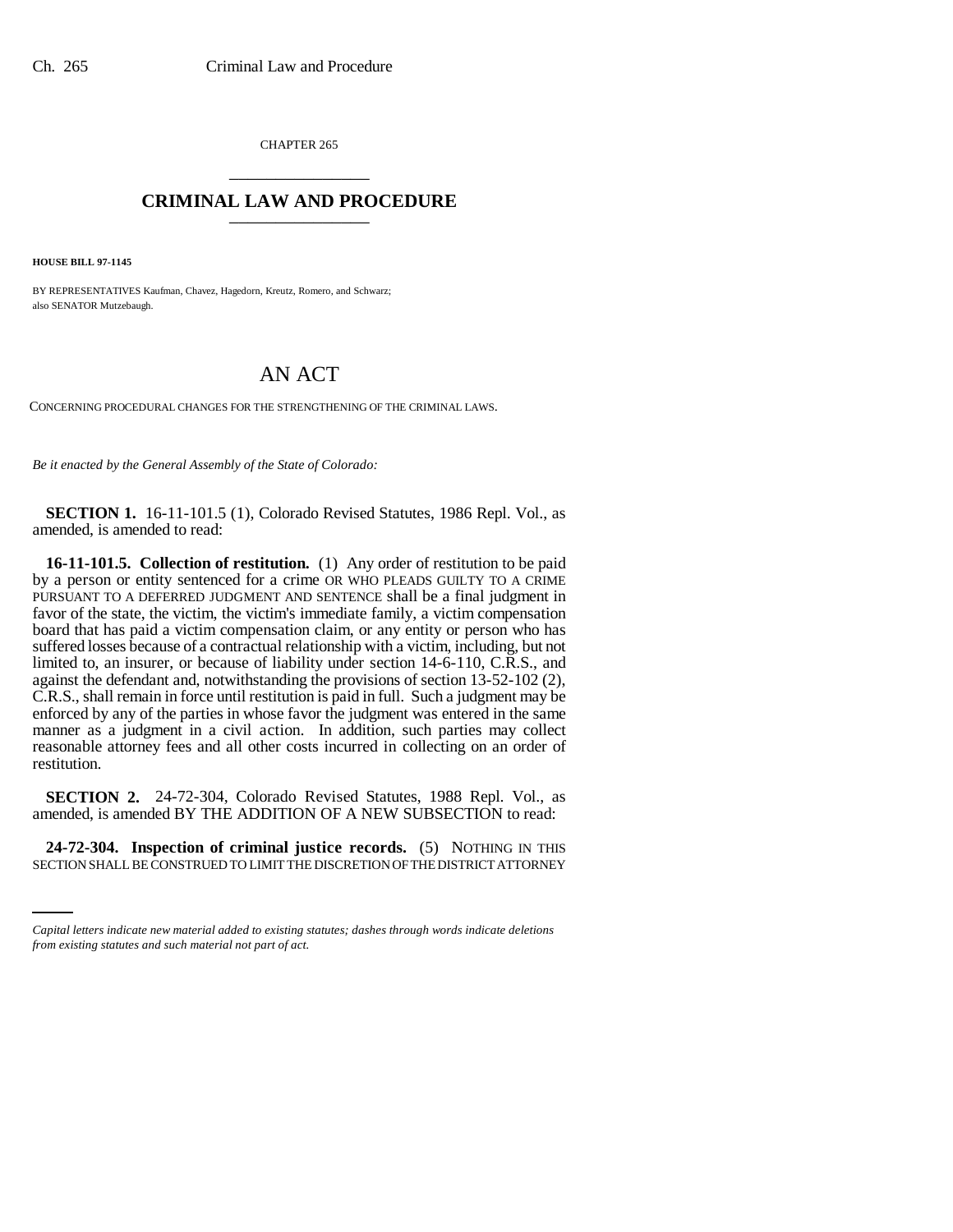CHAPTER 265

# CRIMINAL LAW AND PROCEDURE

**HOUSE BILL 97-1145**

BY REPRESENTATIVES Kaufman, Chavez, Hagedorn, Kreutz, Romero, and Schwarz;
also SENATOR Mutzebaugh.

# AN ACT

CONCERNING PROCEDURAL CHANGES FOR THE STRENGTHENING OF THE CRIMINAL LAWS.

*Be it enacted by the General Assembly of the State of Colorado:*

**SECTION 1.** 16-11-101.5 (1), Colorado Revised Statutes, 1986 Repl. Vol., as amended, is amended to read:

**16-11-101.5. Collection of restitution.** (1) Any order of restitution to be paid by a person or entity sentenced for a crime OR WHO PLEADS GUILTY TO A CRIME PURSUANT TO A DEFERRED JUDGMENT AND SENTENCE shall be a final judgment in favor of the state, the victim, the victim's immediate family, a victim compensation board that has paid a victim compensation claim, or any entity or person who has suffered losses because of a contractual relationship with a victim, including, but not limited to, an insurer, or because of liability under section 14-6-110, C.R.S., and against the defendant and, notwithstanding the provisions of section 13-52-102 (2), C.R.S., shall remain in force until restitution is paid in full. Such a judgment may be enforced by any of the parties in whose favor the judgment was entered in the same manner as a judgment in a civil action. In addition, such parties may collect reasonable attorney fees and all other costs incurred in collecting on an order of restitution.

**SECTION 2.** 24-72-304, Colorado Revised Statutes, 1988 Repl. Vol., as amended, is amended BY THE ADDITION OF A NEW SUBSECTION to read:

**24-72-304. Inspection of criminal justice records.** (5) NOTHING IN THIS SECTION SHALL BE CONSTRUED TO LIMIT THE DISCRETION OF THE DISTRICT ATTORNEY

*Capital letters indicate new material added to existing statutes; dashes through words indicate deletions from existing statutes and such material not part of act.*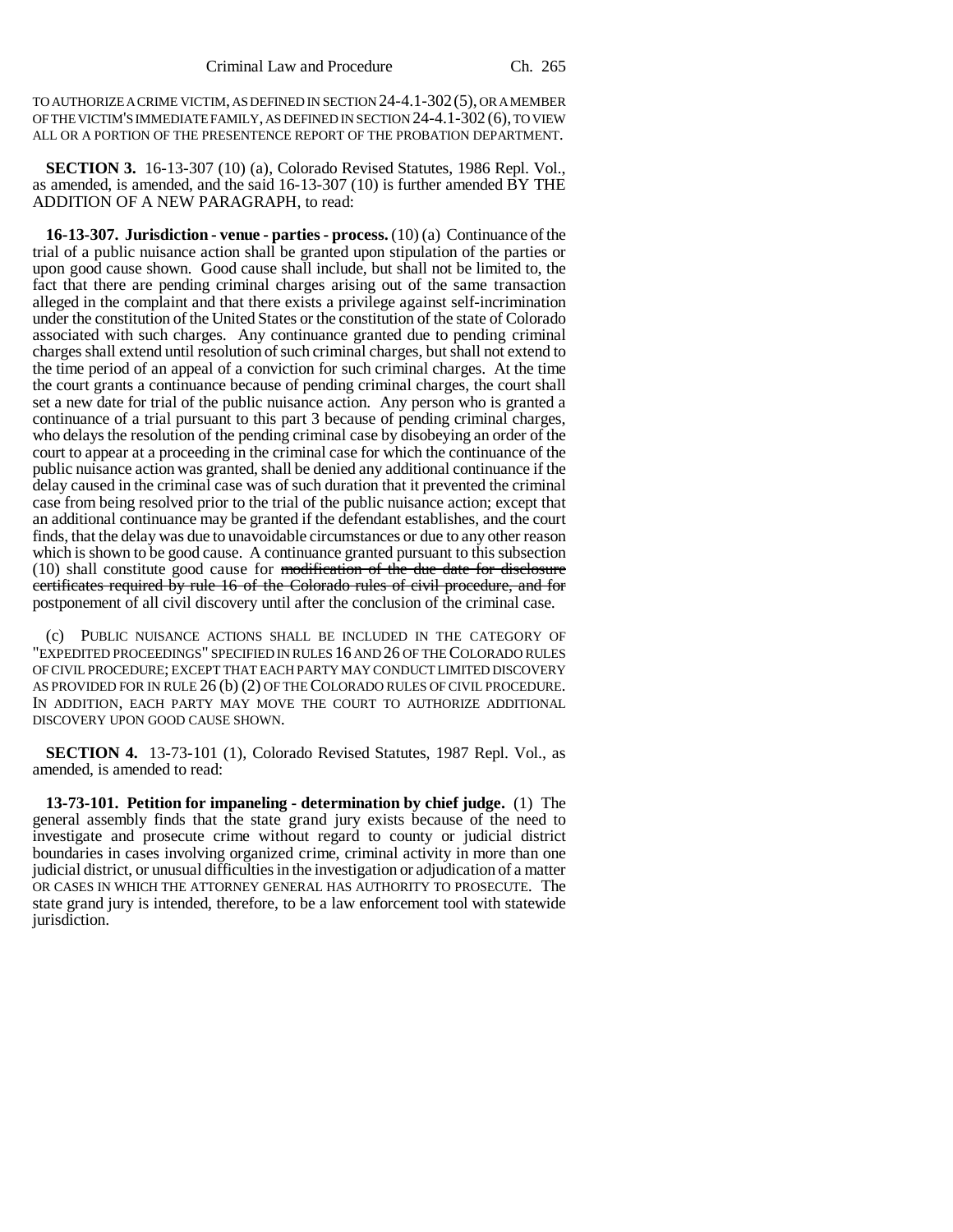TO AUTHORIZE A CRIME VICTIM, AS DEFINED IN SECTION 24-4.1-302 (5), OR A MEMBER OF THE VICTIM'S IMMEDIATE FAMILY, AS DEFINED IN SECTION 24-4.1-302 (6), TO VIEW ALL OR A PORTION OF THE PRESENTENCE REPORT OF THE PROBATION DEPARTMENT.

**SECTION 3.** 16-13-307 (10) (a), Colorado Revised Statutes, 1986 Repl. Vol., as amended, is amended, and the said 16-13-307 (10) is further amended BY THE ADDITION OF A NEW PARAGRAPH, to read:

**16-13-307. Jurisdiction - venue - parties - process.** (10) (a) Continuance of the trial of a public nuisance action shall be granted upon stipulation of the parties or upon good cause shown. Good cause shall include, but shall not be limited to, the fact that there are pending criminal charges arising out of the same transaction alleged in the complaint and that there exists a privilege against self-incrimination under the constitution of the United States or the constitution of the state of Colorado associated with such charges. Any continuance granted due to pending criminal charges shall extend until resolution of such criminal charges, but shall not extend to the time period of an appeal of a conviction for such criminal charges. At the time the court grants a continuance because of pending criminal charges, the court shall set a new date for trial of the public nuisance action. Any person who is granted a continuance of a trial pursuant to this part 3 because of pending criminal charges, who delays the resolution of the pending criminal case by disobeying an order of the court to appear at a proceeding in the criminal case for which the continuance of the public nuisance action was granted, shall be denied any additional continuance if the delay caused in the criminal case was of such duration that it prevented the criminal case from being resolved prior to the trial of the public nuisance action; except that an additional continuance may be granted if the defendant establishes, and the court finds, that the delay was due to unavoidable circumstances or due to any other reason which is shown to be good cause. A continuance granted pursuant to this subsection (10) shall constitute good cause for ~~modification of the due date for disclosure certificates required by rule 16 of the Colorado rules of civil procedure, and for~~ postponement of all civil discovery until after the conclusion of the criminal case.

(c) PUBLIC NUISANCE ACTIONS SHALL BE INCLUDED IN THE CATEGORY OF "EXPEDITED PROCEEDINGS" SPECIFIED IN RULES 16 AND 26 OF THE COLORADO RULES OF CIVIL PROCEDURE; EXCEPT THAT EACH PARTY MAY CONDUCT LIMITED DISCOVERY AS PROVIDED FOR IN RULE 26 (b) (2) OF THE COLORADO RULES OF CIVIL PROCEDURE. IN ADDITION, EACH PARTY MAY MOVE THE COURT TO AUTHORIZE ADDITIONAL DISCOVERY UPON GOOD CAUSE SHOWN.

**SECTION 4.** 13-73-101 (1), Colorado Revised Statutes, 1987 Repl. Vol., as amended, is amended to read:

**13-73-101. Petition for impaneling - determination by chief judge.** (1) The general assembly finds that the state grand jury exists because of the need to investigate and prosecute crime without regard to county or judicial district boundaries in cases involving organized crime, criminal activity in more than one judicial district, or unusual difficulties in the investigation or adjudication of a matter OR CASES IN WHICH THE ATTORNEY GENERAL HAS AUTHORITY TO PROSECUTE. The state grand jury is intended, therefore, to be a law enforcement tool with statewide jurisdiction.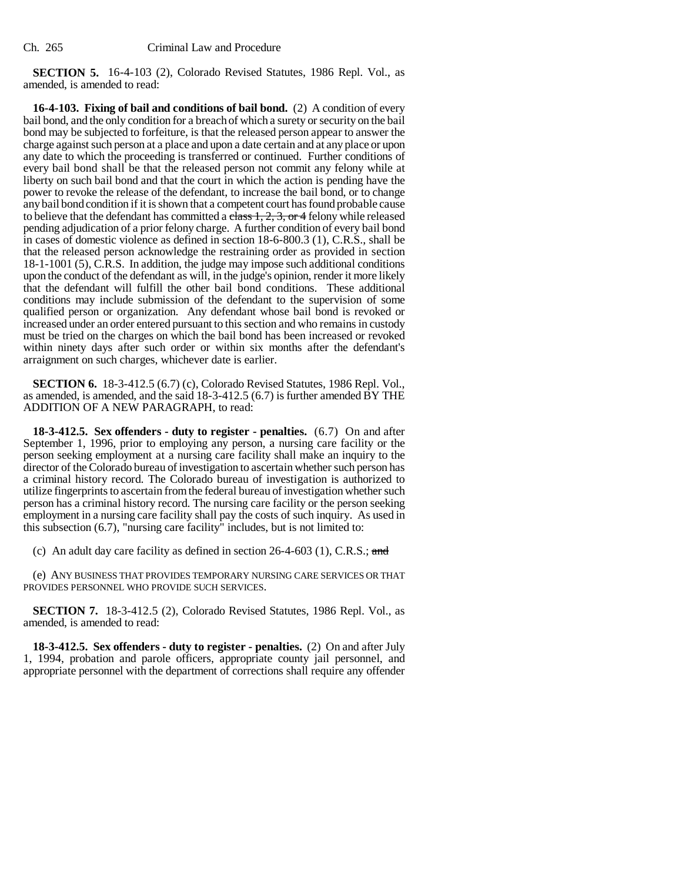**SECTION 5.** 16-4-103 (2), Colorado Revised Statutes, 1986 Repl. Vol., as amended, is amended to read:

**16-4-103. Fixing of bail and conditions of bail bond.** (2) A condition of every bail bond, and the only condition for a breach of which a surety or security on the bail bond may be subjected to forfeiture, is that the released person appear to answer the charge against such person at a place and upon a date certain and at any place or upon any date to which the proceeding is transferred or continued. Further conditions of every bail bond shall be that the released person not commit any felony while at liberty on such bail bond and that the court in which the action is pending have the power to revoke the release of the defendant, to increase the bail bond, or to change any bail bond condition if it is shown that a competent court has found probable cause to believe that the defendant has committed a ~~class 1, 2, 3, or 4~~ felony while released pending adjudication of a prior felony charge. A further condition of every bail bond in cases of domestic violence as defined in section 18-6-800.3 (1), C.R.S., shall be that the released person acknowledge the restraining order as provided in section 18-1-1001 (5), C.R.S. In addition, the judge may impose such additional conditions upon the conduct of the defendant as will, in the judge's opinion, render it more likely that the defendant will fulfill the other bail bond conditions. These additional conditions may include submission of the defendant to the supervision of some qualified person or organization. Any defendant whose bail bond is revoked or increased under an order entered pursuant to this section and who remains in custody must be tried on the charges on which the bail bond has been increased or revoked within ninety days after such order or within six months after the defendant's arraignment on such charges, whichever date is earlier.

**SECTION 6.** 18-3-412.5 (6.7) (c), Colorado Revised Statutes, 1986 Repl. Vol., as amended, is amended, and the said 18-3-412.5 (6.7) is further amended BY THE ADDITION OF A NEW PARAGRAPH, to read:

**18-3-412.5. Sex offenders - duty to register - penalties.** (6.7) On and after September 1, 1996, prior to employing any person, a nursing care facility or the person seeking employment at a nursing care facility shall make an inquiry to the director of the Colorado bureau of investigation to ascertain whether such person has a criminal history record. The Colorado bureau of investigation is authorized to utilize fingerprints to ascertain from the federal bureau of investigation whether such person has a criminal history record. The nursing care facility or the person seeking employment in a nursing care facility shall pay the costs of such inquiry. As used in this subsection (6.7), "nursing care facility" includes, but is not limited to:

(c) An adult day care facility as defined in section 26-4-603 (1), C.R.S.; ~~and~~

(e) ANY BUSINESS THAT PROVIDES TEMPORARY NURSING CARE SERVICES OR THAT PROVIDES PERSONNEL WHO PROVIDE SUCH SERVICES.

**SECTION 7.** 18-3-412.5 (2), Colorado Revised Statutes, 1986 Repl. Vol., as amended, is amended to read:

**18-3-412.5. Sex offenders - duty to register - penalties.** (2) On and after July 1, 1994, probation and parole officers, appropriate county jail personnel, and appropriate personnel with the department of corrections shall require any offender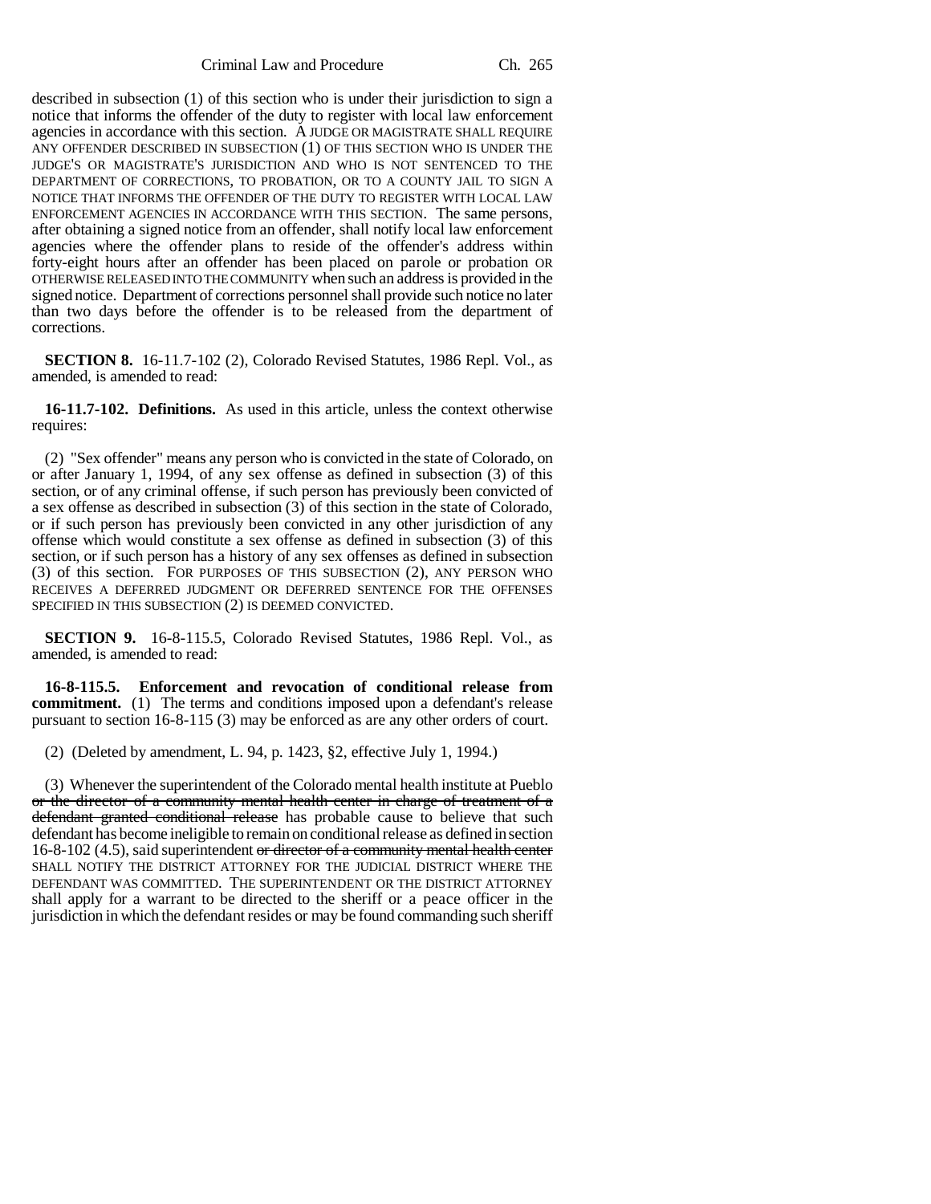described in subsection (1) of this section who is under their jurisdiction to sign a notice that informs the offender of the duty to register with local law enforcement agencies in accordance with this section. A JUDGE OR MAGISTRATE SHALL REQUIRE ANY OFFENDER DESCRIBED IN SUBSECTION (1) OF THIS SECTION WHO IS UNDER THE JUDGE'S OR MAGISTRATE'S JURISDICTION AND WHO IS NOT SENTENCED TO THE DEPARTMENT OF CORRECTIONS, TO PROBATION, OR TO A COUNTY JAIL TO SIGN A NOTICE THAT INFORMS THE OFFENDER OF THE DUTY TO REGISTER WITH LOCAL LAW ENFORCEMENT AGENCIES IN ACCORDANCE WITH THIS SECTION. The same persons, after obtaining a signed notice from an offender, shall notify local law enforcement agencies where the offender plans to reside of the offender's address within forty-eight hours after an offender has been placed on parole or probation OR OTHERWISE RELEASED INTO THE COMMUNITY when such an address is provided in the signed notice. Department of corrections personnel shall provide such notice no later than two days before the offender is to be released from the department of corrections.

**SECTION 8.** 16-11.7-102 (2), Colorado Revised Statutes, 1986 Repl. Vol., as amended, is amended to read:

**16-11.7-102. Definitions.** As used in this article, unless the context otherwise requires:

(2) "Sex offender" means any person who is convicted in the state of Colorado, on or after January 1, 1994, of any sex offense as defined in subsection (3) of this section, or of any criminal offense, if such person has previously been convicted of a sex offense as described in subsection (3) of this section in the state of Colorado, or if such person has previously been convicted in any other jurisdiction of any offense which would constitute a sex offense as defined in subsection (3) of this section, or if such person has a history of any sex offenses as defined in subsection (3) of this section. FOR PURPOSES OF THIS SUBSECTION (2), ANY PERSON WHO RECEIVES A DEFERRED JUDGMENT OR DEFERRED SENTENCE FOR THE OFFENSES SPECIFIED IN THIS SUBSECTION (2) IS DEEMED CONVICTED.

**SECTION 9.** 16-8-115.5, Colorado Revised Statutes, 1986 Repl. Vol., as amended, is amended to read:

**16-8-115.5. Enforcement and revocation of conditional release from commitment.** (1) The terms and conditions imposed upon a defendant's release pursuant to section 16-8-115 (3) may be enforced as are any other orders of court.

(2) (Deleted by amendment, L. 94, p. 1423, §2, effective July 1, 1994.)

(3) Whenever the superintendent of the Colorado mental health institute at Pueblo ~~or the director of a community mental health center in charge of treatment of a defendant granted conditional release~~ has probable cause to believe that such defendant has become ineligible to remain on conditional release as defined in section 16-8-102 (4.5), said superintendent ~~or director of a community mental health center~~ SHALL NOTIFY THE DISTRICT ATTORNEY FOR THE JUDICIAL DISTRICT WHERE THE DEFENDANT WAS COMMITTED. THE SUPERINTENDENT OR THE DISTRICT ATTORNEY shall apply for a warrant to be directed to the sheriff or a peace officer in the jurisdiction in which the defendant resides or may be found commanding such sheriff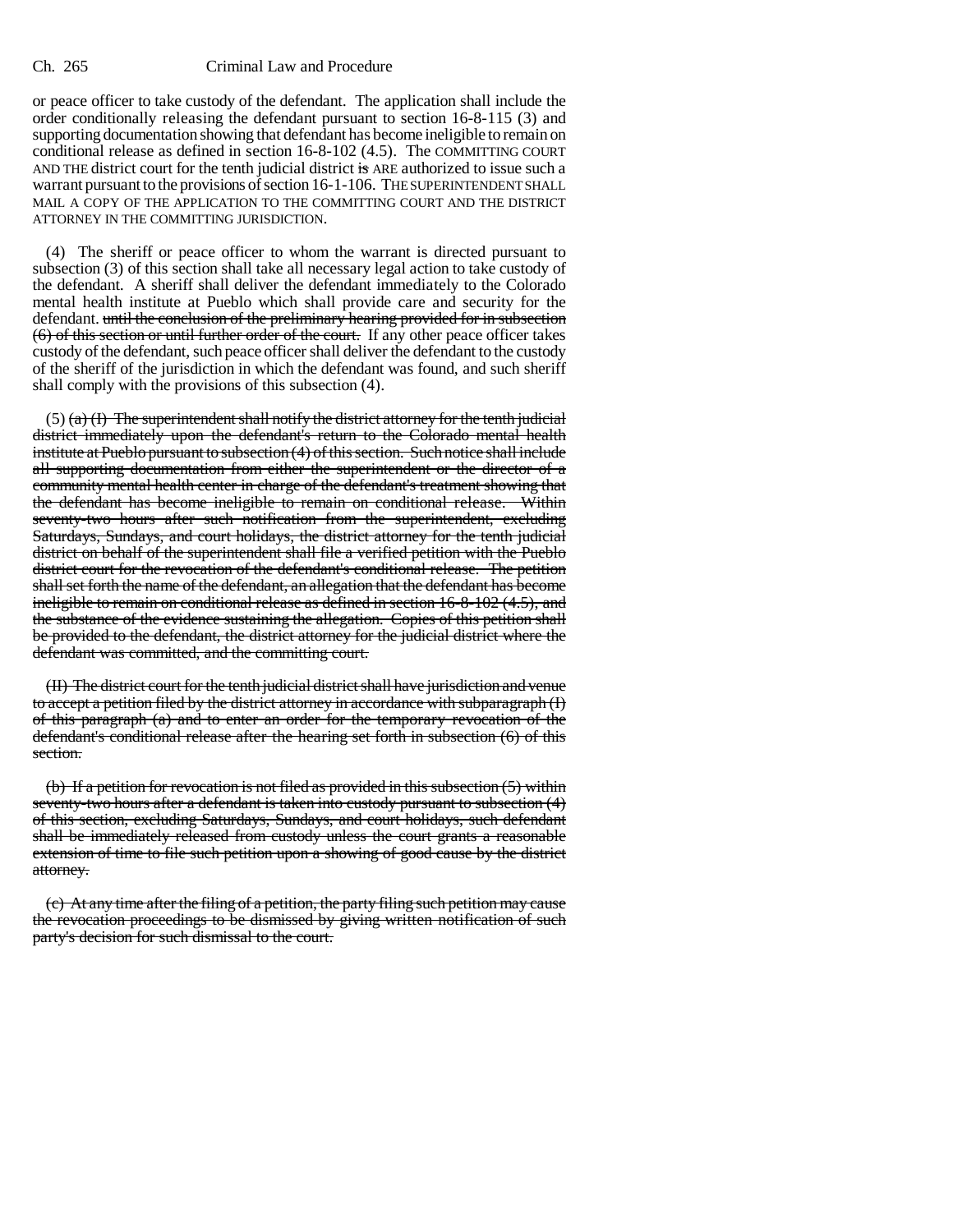or peace officer to take custody of the defendant. The application shall include the order conditionally releasing the defendant pursuant to section 16-8-115 (3) and supporting documentation showing that defendant has become ineligible to remain on conditional release as defined in section 16-8-102 (4.5). The COMMITTING COURT AND THE district court for the tenth judicial district ~~is~~ ARE authorized to issue such a warrant pursuant to the provisions of section 16-1-106. THE SUPERINTENDENT SHALL MAIL A COPY OF THE APPLICATION TO THE COMMITTING COURT AND THE DISTRICT ATTORNEY IN THE COMMITTING JURISDICTION.

(4) The sheriff or peace officer to whom the warrant is directed pursuant to subsection (3) of this section shall take all necessary legal action to take custody of the defendant. A sheriff shall deliver the defendant immediately to the Colorado mental health institute at Pueblo which shall provide care and security for the defendant. ~~until the conclusion of the preliminary hearing provided for in subsection (6) of this section or until further order of the court.~~ If any other peace officer takes custody of the defendant, such peace officer shall deliver the defendant to the custody of the sheriff of the jurisdiction in which the defendant was found, and such sheriff shall comply with the provisions of this subsection (4).

(5) ~~(a) (I) The superintendent shall notify the district attorney for the tenth judicial district immediately upon the defendant's return to the Colorado mental health institute at Pueblo pursuant to subsection (4) of this section. Such notice shall include all supporting documentation from either the superintendent or the director of a community mental health center in charge of the defendant's treatment showing that the defendant has become ineligible to remain on conditional release. Within seventy-two hours after such notification from the superintendent, excluding Saturdays, Sundays, and court holidays, the district attorney for the tenth judicial district on behalf of the superintendent shall file a verified petition with the Pueblo district court for the revocation of the defendant's conditional release. The petition shall set forth the name of the defendant, an allegation that the defendant has become ineligible to remain on conditional release as defined in section 16-8-102 (4.5), and the substance of the evidence sustaining the allegation. Copies of this petition shall be provided to the defendant, the district attorney for the judicial district where the defendant was committed, and the committing court.~~

~~(II) The district court for the tenth judicial district shall have jurisdiction and venue to accept a petition filed by the district attorney in accordance with subparagraph (I) of this paragraph (a) and to enter an order for the temporary revocation of the defendant's conditional release after the hearing set forth in subsection (6) of this section.~~

~~(b) If a petition for revocation is not filed as provided in this subsection (5) within seventy-two hours after a defendant is taken into custody pursuant to subsection (4) of this section, excluding Saturdays, Sundays, and court holidays, such defendant shall be immediately released from custody unless the court grants a reasonable extension of time to file such petition upon a showing of good cause by the district attorney.~~

~~(c) At any time after the filing of a petition, the party filing such petition may cause the revocation proceedings to be dismissed by giving written notification of such party's decision for such dismissal to the court.~~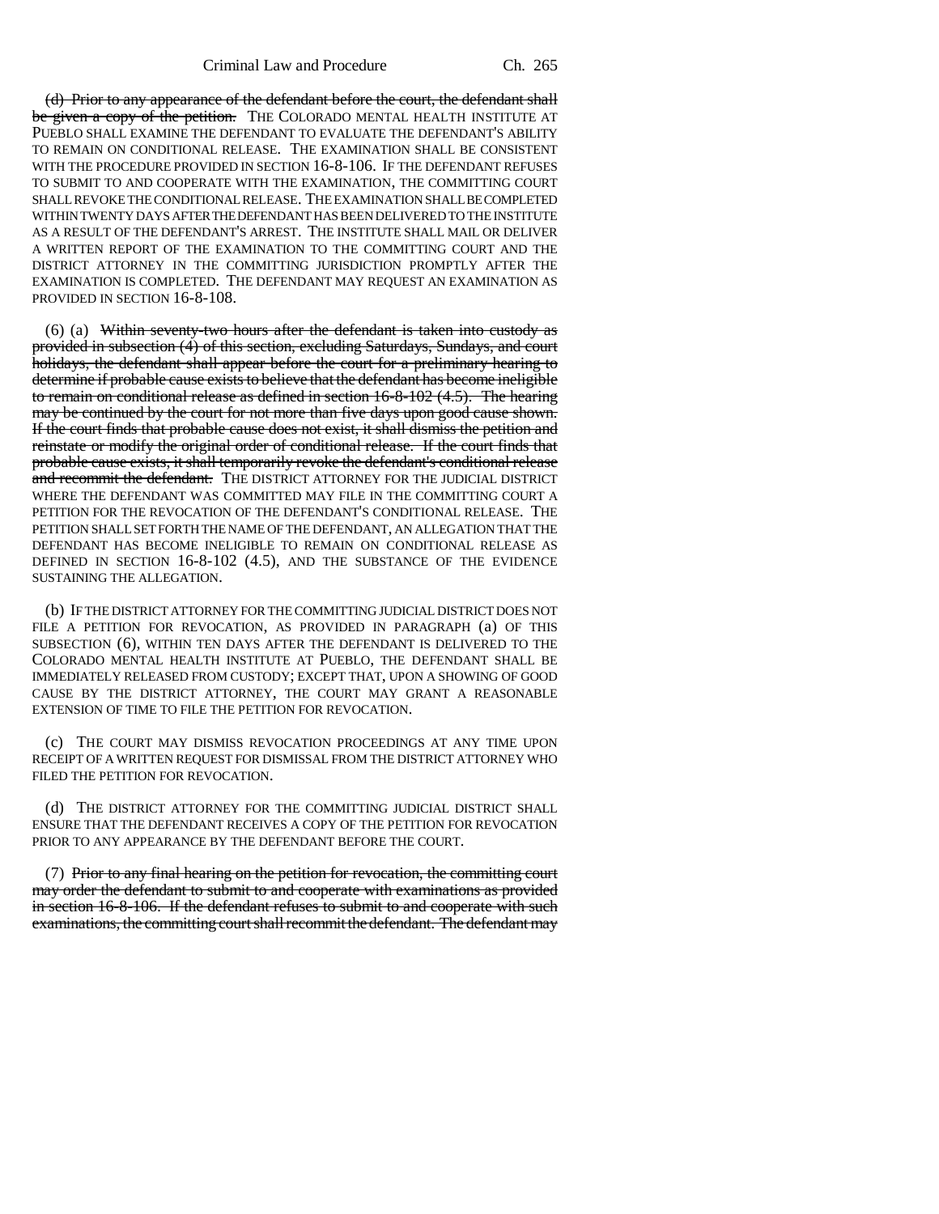(d) ~~Prior to any appearance of the defendant before the court, the defendant shall be given a copy of the petition.~~ THE COLORADO MENTAL HEALTH INSTITUTE AT PUEBLO SHALL EXAMINE THE DEFENDANT TO EVALUATE THE DEFENDANT'S ABILITY TO REMAIN ON CONDITIONAL RELEASE. THE EXAMINATION SHALL BE CONSISTENT WITH THE PROCEDURE PROVIDED IN SECTION 16-8-106. IF THE DEFENDANT REFUSES TO SUBMIT TO AND COOPERATE WITH THE EXAMINATION, THE COMMITTING COURT SHALL REVOKE THE CONDITIONAL RELEASE. THE EXAMINATION SHALL BE COMPLETED WITHIN TWENTY DAYS AFTER THE DEFENDANT HAS BEEN DELIVERED TO THE INSTITUTE AS A RESULT OF THE DEFENDANT'S ARREST. THE INSTITUTE SHALL MAIL OR DELIVER A WRITTEN REPORT OF THE EXAMINATION TO THE COMMITTING COURT AND THE DISTRICT ATTORNEY IN THE COMMITTING JURISDICTION PROMPTLY AFTER THE EXAMINATION IS COMPLETED. THE DEFENDANT MAY REQUEST AN EXAMINATION AS PROVIDED IN SECTION 16-8-108.

(6) (a) ~~Within seventy-two hours after the defendant is taken into custody as provided in subsection (4) of this section, excluding Saturdays, Sundays, and court holidays, the defendant shall appear before the court for a preliminary hearing to determine if probable cause exists to believe that the defendant has become ineligible to remain on conditional release as defined in section 16-8-102 (4.5). The hearing may be continued by the court for not more than five days upon good cause shown. If the court finds that probable cause does not exist, it shall dismiss the petition and reinstate or modify the original order of conditional release. If the court finds that probable cause exists, it shall temporarily revoke the defendant's conditional release and recommit the defendant.~~ THE DISTRICT ATTORNEY FOR THE JUDICIAL DISTRICT WHERE THE DEFENDANT WAS COMMITTED MAY FILE IN THE COMMITTING COURT A PETITION FOR THE REVOCATION OF THE DEFENDANT'S CONDITIONAL RELEASE. THE PETITION SHALL SET FORTH THE NAME OF THE DEFENDANT, AN ALLEGATION THAT THE DEFENDANT HAS BECOME INELIGIBLE TO REMAIN ON CONDITIONAL RELEASE AS DEFINED IN SECTION 16-8-102 (4.5), AND THE SUBSTANCE OF THE EVIDENCE SUSTAINING THE ALLEGATION.

(b) IF THE DISTRICT ATTORNEY FOR THE COMMITTING JUDICIAL DISTRICT DOES NOT FILE A PETITION FOR REVOCATION, AS PROVIDED IN PARAGRAPH (a) OF THIS SUBSECTION (6), WITHIN TEN DAYS AFTER THE DEFENDANT IS DELIVERED TO THE COLORADO MENTAL HEALTH INSTITUTE AT PUEBLO, THE DEFENDANT SHALL BE IMMEDIATELY RELEASED FROM CUSTODY; EXCEPT THAT, UPON A SHOWING OF GOOD CAUSE BY THE DISTRICT ATTORNEY, THE COURT MAY GRANT A REASONABLE EXTENSION OF TIME TO FILE THE PETITION FOR REVOCATION.

(c) THE COURT MAY DISMISS REVOCATION PROCEEDINGS AT ANY TIME UPON RECEIPT OF A WRITTEN REQUEST FOR DISMISSAL FROM THE DISTRICT ATTORNEY WHO FILED THE PETITION FOR REVOCATION.

(d) THE DISTRICT ATTORNEY FOR THE COMMITTING JUDICIAL DISTRICT SHALL ENSURE THAT THE DEFENDANT RECEIVES A COPY OF THE PETITION FOR REVOCATION PRIOR TO ANY APPEARANCE BY THE DEFENDANT BEFORE THE COURT.

(7) ~~Prior to any final hearing on the petition for revocation, the committing court may order the defendant to submit to and cooperate with examinations as provided in section 16-8-106. If the defendant refuses to submit to and cooperate with such examinations, the committing court shall recommit the defendant. The defendant may~~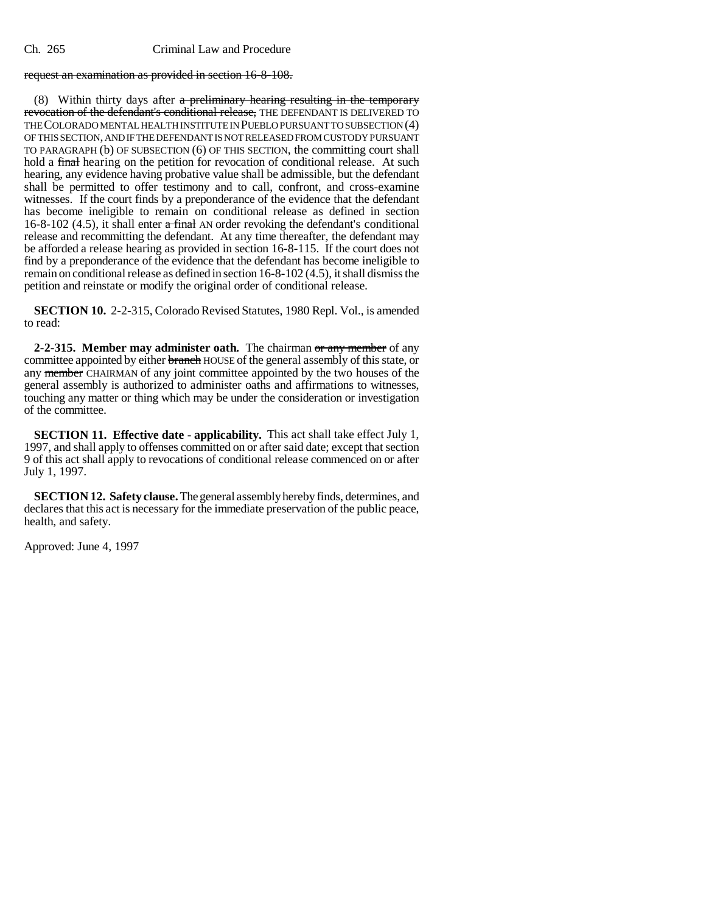~~request an examination as provided in section 16-8-108.~~

(8) Within thirty days after ~~a preliminary hearing resulting in the temporary revocation of the defendant's conditional release,~~ THE DEFENDANT IS DELIVERED TO THE COLORADO MENTAL HEALTH INSTITUTE IN PUEBLO PURSUANT TO SUBSECTION (4) OF THIS SECTION, AND IF THE DEFENDANT IS NOT RELEASED FROM CUSTODY PURSUANT TO PARAGRAPH (b) OF SUBSECTION (6) OF THIS SECTION, the committing court shall hold a ~~final~~ hearing on the petition for revocation of conditional release. At such hearing, any evidence having probative value shall be admissible, but the defendant shall be permitted to offer testimony and to call, confront, and cross-examine witnesses. If the court finds by a preponderance of the evidence that the defendant has become ineligible to remain on conditional release as defined in section 16-8-102 (4.5), it shall enter ~~a final~~ AN order revoking the defendant's conditional release and recommitting the defendant. At any time thereafter, the defendant may be afforded a release hearing as provided in section 16-8-115. If the court does not find by a preponderance of the evidence that the defendant has become ineligible to remain on conditional release as defined in section 16-8-102 (4.5), it shall dismiss the petition and reinstate or modify the original order of conditional release.

**SECTION 10.** 2-2-315, Colorado Revised Statutes, 1980 Repl. Vol., is amended to read:

**2-2-315. Member may administer oath.** The chairman ~~or any member~~ of any committee appointed by either ~~branch~~ HOUSE of the general assembly of this state, or any ~~member~~ CHAIRMAN of any joint committee appointed by the two houses of the general assembly is authorized to administer oaths and affirmations to witnesses, touching any matter or thing which may be under the consideration or investigation of the committee.

**SECTION 11. Effective date - applicability.** This act shall take effect July 1, 1997, and shall apply to offenses committed on or after said date; except that section 9 of this act shall apply to revocations of conditional release commenced on or after July 1, 1997.

**SECTION 12. Safety clause.** The general assembly hereby finds, determines, and declares that this act is necessary for the immediate preservation of the public peace, health, and safety.

Approved: June 4, 1997